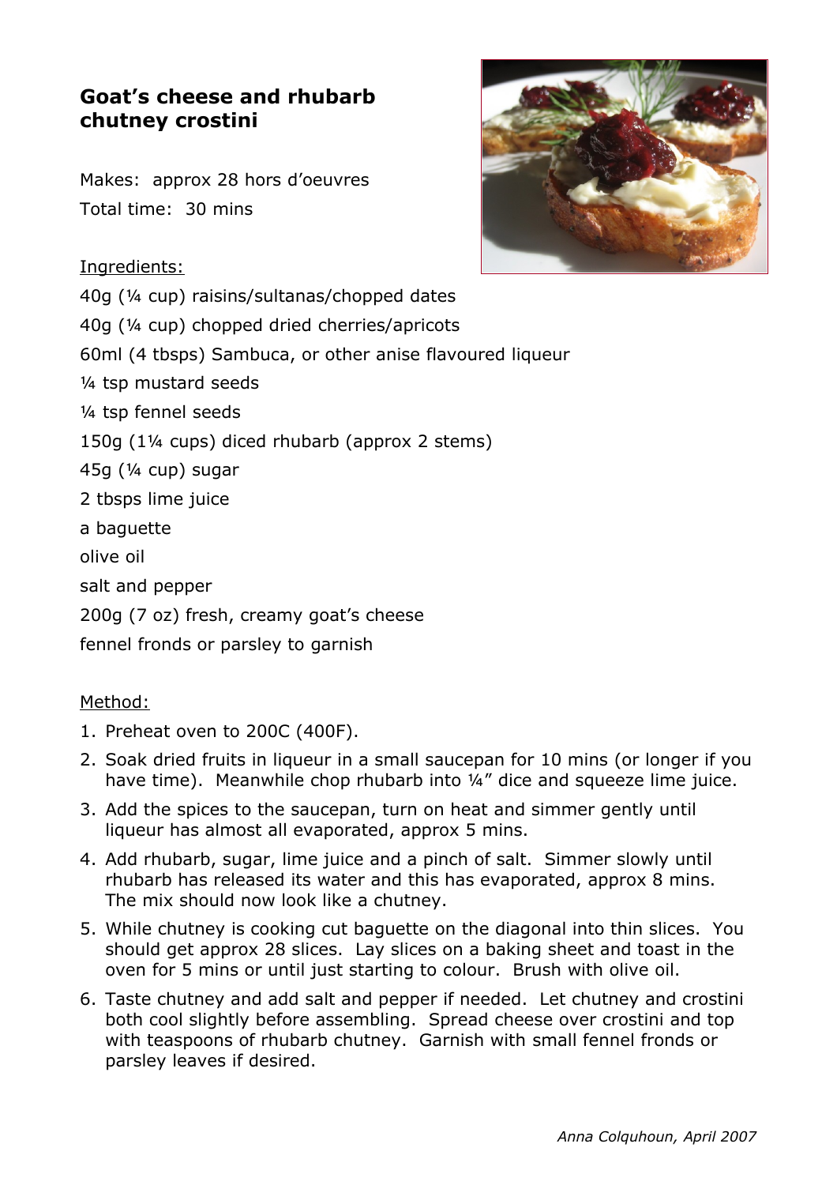# Goat's cheese and rhubarb chutney crostini

Makes: approx 28 hors d'oeuvres

Total time: 30 mins

## Ingredients:

40g (¼ cup) raisins/sultanas/chopped dates

40g (¼ cup) chopped dried cherries/apricots

60ml (4 tbsps) Sambuca, or other anise flavoured liqueur

¼ tsp mustard seeds

¼ tsp fennel seeds

150g (1¼ cups) diced rhubarb (approx 2 stems)

45g (¼ cup) sugar

2 tbsps lime juice

a baguette

olive oil

salt and pepper

200g (7 oz) fresh, creamy goat's cheese

fennel fronds or parsley to garnish

## Method:

1. Preheat oven to 200C (400F).
2. Soak dried fruits in liqueur in a small saucepan for 10 mins (or longer if you have time). Meanwhile chop rhubarb into ¼" dice and squeeze lime juice.
3. Add the spices to the saucepan, turn on heat and simmer gently until liqueur has almost all evaporated, approx 5 mins.
4. Add rhubarb, sugar, lime juice and a pinch of salt. Simmer slowly until rhubarb has released its water and this has evaporated, approx 8 mins. The mix should now look like a chutney.
5. While chutney is cooking cut baguette on the diagonal into thin slices. You should get approx 28 slices. Lay slices on a baking sheet and toast in the oven for 5 mins or until just starting to colour. Brush with olive oil.
6. Taste chutney and add salt and pepper if needed. Let chutney and crostini both cool slightly before assembling. Spread cheese over crostini and top with teaspoons of rhubarb chutney. Garnish with small fennel fronds or parsley leaves if desired.

*Anna Colquhoun, April 2007*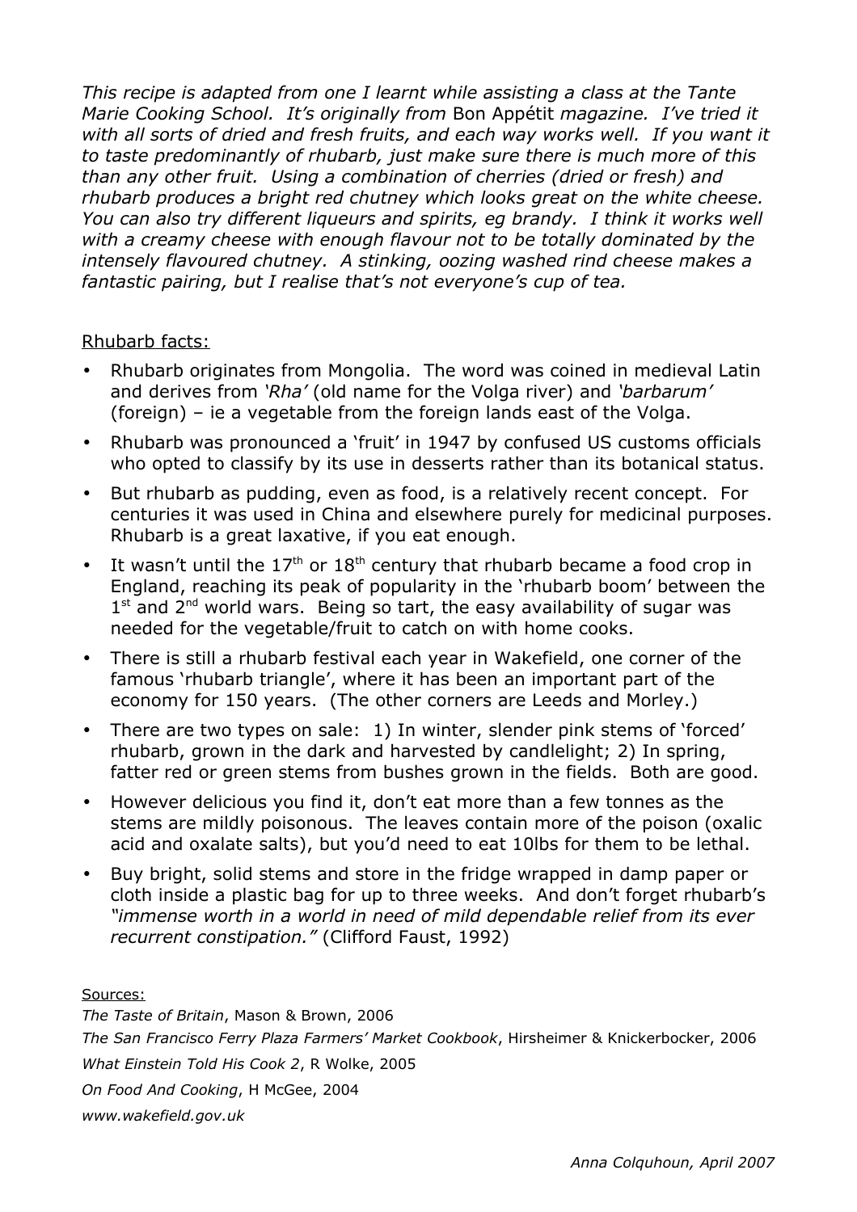*This recipe is adapted from one I learnt while assisting a class at the Tante Marie Cooking School. It's originally from* Bon Appétit *magazine. I've tried it with all sorts of dried and fresh fruits, and each way works well. If you want it to taste predominantly of rhubarb, just make sure there is much more of this than any other fruit. Using a combination of cherries (dried or fresh) and rhubarb produces a bright red chutney which looks great on the white cheese. You can also try different liqueurs and spirits, eg brandy. I think it works well with a creamy cheese with enough flavour not to be totally dominated by the intensely flavoured chutney. A stinking, oozing washed rind cheese makes a fantastic pairing, but I realise that's not everyone's cup of tea.*

Rhubarb facts:

- Rhubarb originates from Mongolia. The word was coined in medieval Latin and derives from *'Rha'* (old name for the Volga river) and *'barbarum'* (foreign) – ie a vegetable from the foreign lands east of the Volga.
- Rhubarb was pronounced a 'fruit' in 1947 by confused US customs officials who opted to classify by its use in desserts rather than its botanical status.
- But rhubarb as pudding, even as food, is a relatively recent concept. For centuries it was used in China and elsewhere purely for medicinal purposes. Rhubarb is a great laxative, if you eat enough.
- It wasn't until the 17th or 18th century that rhubarb became a food crop in England, reaching its peak of popularity in the 'rhubarb boom' between the 1st and 2nd world wars. Being so tart, the easy availability of sugar was needed for the vegetable/fruit to catch on with home cooks.
- There is still a rhubarb festival each year in Wakefield, one corner of the famous 'rhubarb triangle', where it has been an important part of the economy for 150 years. (The other corners are Leeds and Morley.)
- There are two types on sale: 1) In winter, slender pink stems of 'forced' rhubarb, grown in the dark and harvested by candlelight; 2) In spring, fatter red or green stems from bushes grown in the fields. Both are good.
- However delicious you find it, don't eat more than a few tonnes as the stems are mildly poisonous. The leaves contain more of the poison (oxalic acid and oxalate salts), but you'd need to eat 10lbs for them to be lethal.
- Buy bright, solid stems and store in the fridge wrapped in damp paper or cloth inside a plastic bag for up to three weeks. And don't forget rhubarb's *"immense worth in a world in need of mild dependable relief from its ever recurrent constipation."* (Clifford Faust, 1992)

Sources:

*The Taste of Britain*, Mason & Brown, 2006

*The San Francisco Ferry Plaza Farmers' Market Cookbook*, Hirsheimer & Knickerbocker, 2006

*What Einstein Told His Cook 2*, R Wolke, 2005

*On Food And Cooking*, H McGee, 2004

*www.wakefield.gov.uk*

*Anna Colquhoun, April 2007*